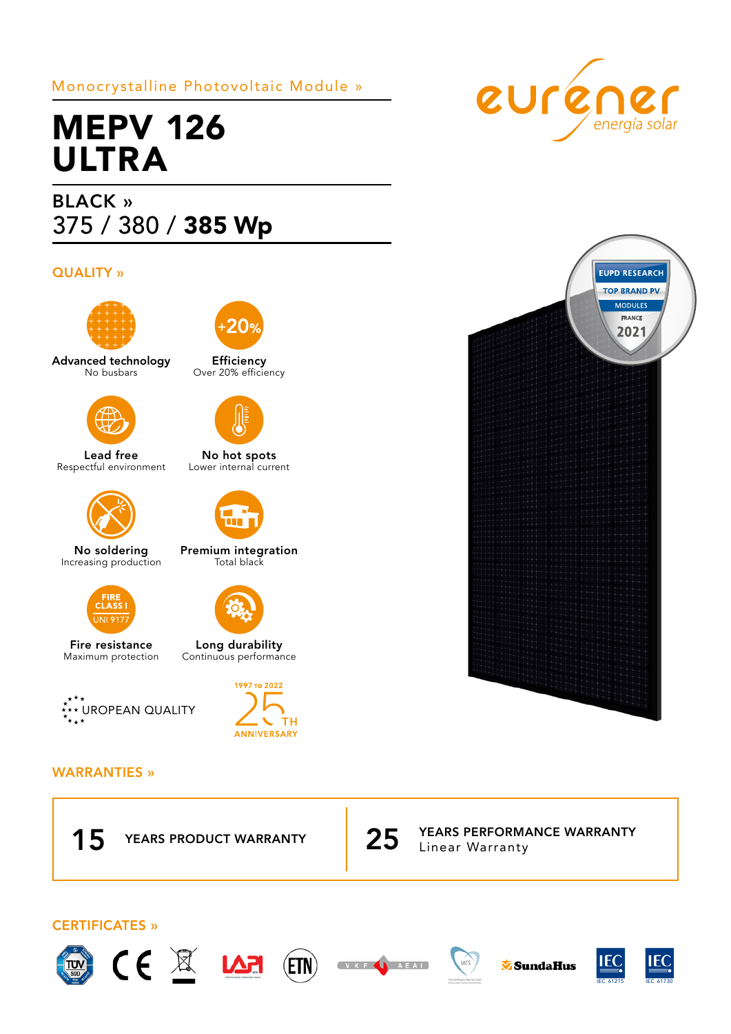Monocrystalline Photovoltaic Module »

# MEPV 126 ULTRA

## BLACK »

375 / 380 / **385 Wp**

eurener energía solar

### QUALITY »

**Advanced technology**
No busbars

**+20%**

**Efficiency**
Over 20% efficiency

**Lead free**
Respectful environment

**No hot spots**
Lower internal current

**No soldering**
Increasing production

**Premium integration**
Total black

FIRE CLASS I UNI 9177

**Fire resistance**
Maximum protection

**Long durability**
Continuous performance

EUROPEAN QUALITY

1997 TO 2022 25TH ANNIVERSARY

EUPD RESEARCH TOP BRAND PV MODULES FRANCE 2021

### WARRANTIES »

**15** YEARS PRODUCT WARRANTY

**25** YEARS PERFORMANCE WARRANTY
Linear Warranty

### CERTIFICATES »

TÜV SÜD, CE, LAPI, ETN, VKF AEAI, MCS, SundaHus, IEC 61215, IEC 61730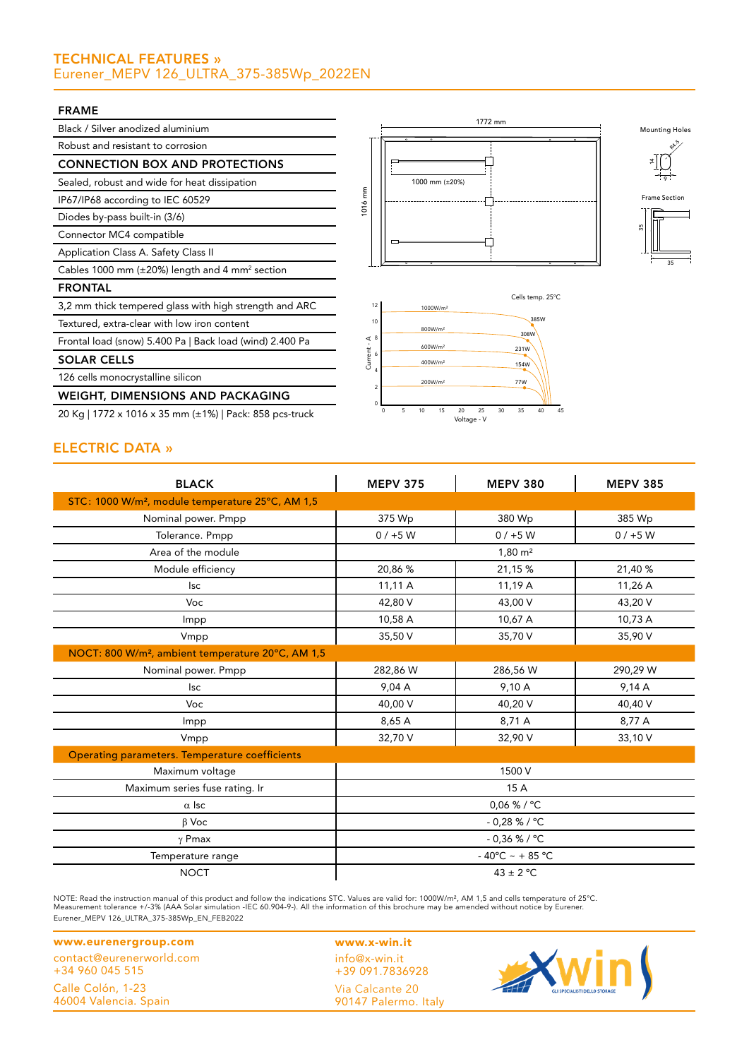# TECHNICAL FEATURES »

Eurener_MEPV 126_ULTRA_375-385Wp_2022EN

| FRAME |
|---|
| Black / Silver anodized aluminium |
| Robust and resistant to corrosion |
| **CONNECTION BOX AND PROTECTIONS** |
| Sealed, robust and wide for heat dissipation |
| IP67/IP68 according to IEC 60529 |
| Diodes by-pass built-in (3/6) |
| Connector MC4 compatible |
| Application Class A. Safety Class II |
| Cables 1000 mm (±20%) length and 4 mm² section |
| **FRONTAL** |
| 3,2 mm thick tempered glass with high strength and ARC |
| Textured, extra-clear with low iron content |
| Frontal load (snow) 5.400 Pa \| Back load (wind) 2.400 Pa |
| **SOLAR CELLS** |
| 126 cells monocrystalline silicon |
| **WEIGHT, DIMENSIONS AND PACKAGING** |
| 20 Kg \| 1772 x 1016 x 35 mm (±1%) \| Pack: 858 pcs-truck |

1772 mm

1016 mm

1000 mm (±20%)

Mounting Holes

14

9

R4.5

Frame Section

35

35

Cells temp. 25°C

1000W/m²

800W/m²

600W/m²

400W/m²

200W/m²

385W

308W

231W

154W

77W

Current - A

Voltage - V

0 2 4 6 8 10 12

0 5 10 15 20 25 30 35 40 45

# ELECTRIC DATA »

| BLACK | MEPV 375 | MEPV 380 | MEPV 385 |
|---|---|---|---|
| STC: 1000 W/m², module temperature 25°C, AM 1,5 | | | |
| Nominal power. Pmpp | 375 Wp | 380 Wp | 385 Wp |
| Tolerance. Pmpp | 0 / +5 W | 0 / +5 W | 0 / +5 W |
| Area of the module | | 1,80 m² | |
| Module efficiency | 20,86 % | 21,15 % | 21,40 % |
| Isc | 11,11 A | 11,19 A | 11,26 A |
| Voc | 42,80 V | 43,00 V | 43,20 V |
| Impp | 10,58 A | 10,67 A | 10,73 A |
| Vmpp | 35,50 V | 35,70 V | 35,90 V |
| NOCT: 800 W/m², ambient temperature 20°C, AM 1,5 | | | |
| Nominal power. Pmpp | 282,86 W | 286,56 W | 290,29 W |
| Isc | 9,04 A | 9,10 A | 9,14 A |
| Voc | 40,00 V | 40,20 V | 40,40 V |
| Impp | 8,65 A | 8,71 A | 8,77 A |
| Vmpp | 32,70 V | 32,90 V | 33,10 V |
| Operating parameters. Temperature coefficients | | | |
| Maximum voltage | | 1500 V | |
| Maximum series fuse rating. Ir | | 15 A | |
| α Isc | | 0,06 % / °C | |
| β Voc | | - 0,28 % / °C | |
| γ Pmax | | - 0,36 % / °C | |
| Temperature range | | - 40°C ~ + 85 °C | |
| NOCT | | 43 ± 2 °C | |

NOTE: Read the instruction manual of this product and follow the indications STC. Values are valid for: 1000W/m², AM 1,5 and cells temperature of 25°C. Measurement tolerance +/-3% (AAA Solar simulation -IEC 60.904-9-). All the information of this brochure may be amended without notice by Eurener.
Eurener_MEPV 126_ULTRA_375-385Wp_EN_FEB2022

**www.eurenergroup.com**
contact@eurenerworld.com
+34 960 045 515
Calle Colón, 1-23
46004 Valencia. Spain

**www.x-win.it**
info@x-win.it
+39 091.7836928
Via Calcante 20
90147 Palermo. Italy

Xwin GLI SPECIALISTI DELLO STORAGE